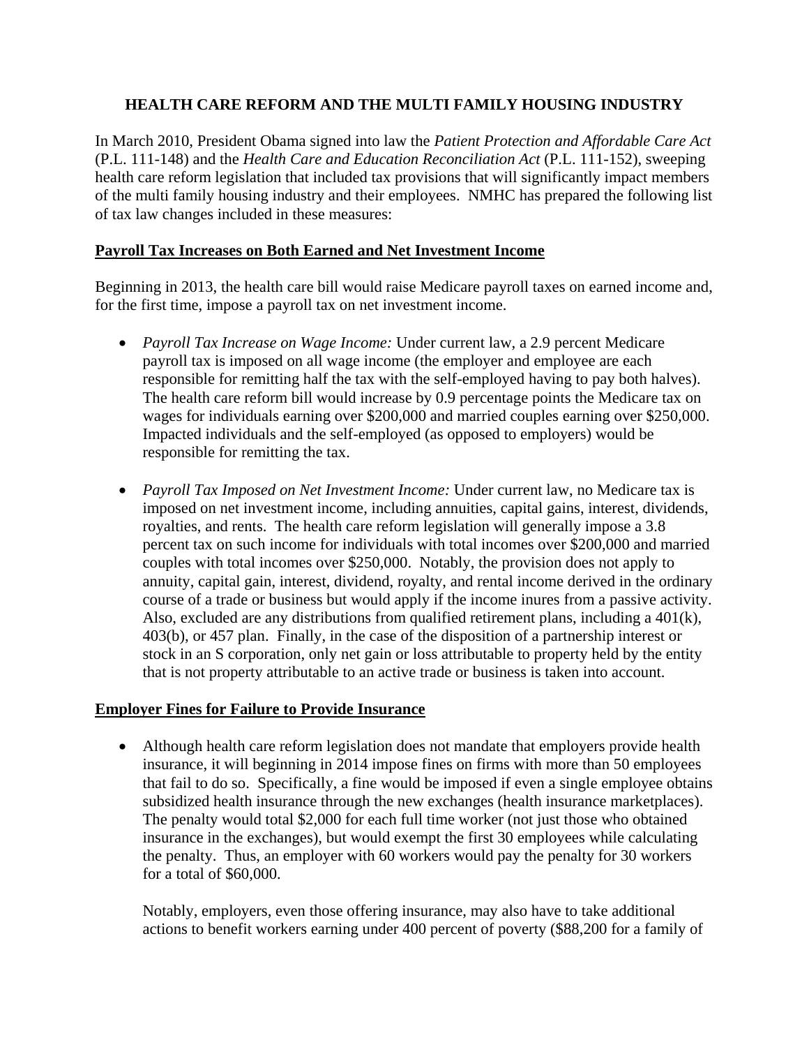# HEALTH CARE REFORM AND THE MULTI FAMILY HOUSING INDUSTRY

In March 2010, President Obama signed into law the *Patient Protection and Affordable Care Act* (P.L. 111-148) and the *Health Care and Education Reconciliation Act* (P.L. 111-152), sweeping health care reform legislation that included tax provisions that will significantly impact members of the multi family housing industry and their employees. NMHC has prepared the following list of tax law changes included in these measures:

## Payroll Tax Increases on Both Earned and Net Investment Income

Beginning in 2013, the health care bill would raise Medicare payroll taxes on earned income and, for the first time, impose a payroll tax on net investment income.

- *Payroll Tax Increase on Wage Income:* Under current law, a 2.9 percent Medicare payroll tax is imposed on all wage income (the employer and employee are each responsible for remitting half the tax with the self-employed having to pay both halves). The health care reform bill would increase by 0.9 percentage points the Medicare tax on wages for individuals earning over $200,000 and married couples earning over $250,000. Impacted individuals and the self-employed (as opposed to employers) would be responsible for remitting the tax.

- *Payroll Tax Imposed on Net Investment Income:* Under current law, no Medicare tax is imposed on net investment income, including annuities, capital gains, interest, dividends, royalties, and rents. The health care reform legislation will generally impose a 3.8 percent tax on such income for individuals with total incomes over $200,000 and married couples with total incomes over $250,000. Notably, the provision does not apply to annuity, capital gain, interest, dividend, royalty, and rental income derived in the ordinary course of a trade or business but would apply if the income inures from a passive activity. Also, excluded are any distributions from qualified retirement plans, including a 401(k), 403(b), or 457 plan. Finally, in the case of the disposition of a partnership interest or stock in an S corporation, only net gain or loss attributable to property held by the entity that is not property attributable to an active trade or business is taken into account.

## Employer Fines for Failure to Provide Insurance

- Although health care reform legislation does not mandate that employers provide health insurance, it will beginning in 2014 impose fines on firms with more than 50 employees that fail to do so. Specifically, a fine would be imposed if even a single employee obtains subsidized health insurance through the new exchanges (health insurance marketplaces). The penalty would total $2,000 for each full time worker (not just those who obtained insurance in the exchanges), but would exempt the first 30 employees while calculating the penalty. Thus, an employer with 60 workers would pay the penalty for 30 workers for a total of $60,000.

  Notably, employers, even those offering insurance, may also have to take additional actions to benefit workers earning under 400 percent of poverty ($88,200 for a family of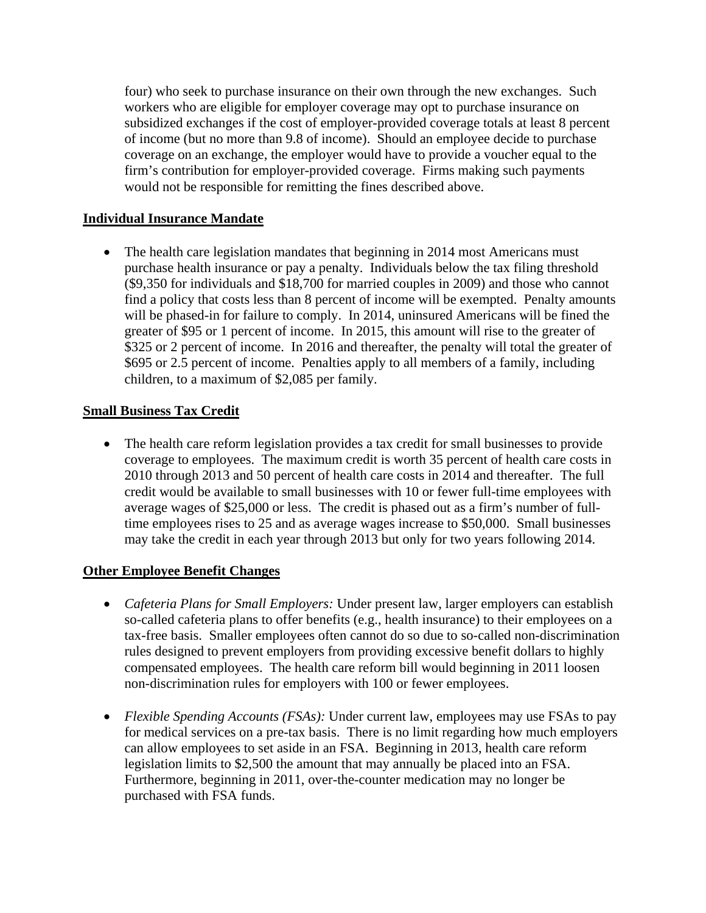four) who seek to purchase insurance on their own through the new exchanges. Such workers who are eligible for employer coverage may opt to purchase insurance on subsidized exchanges if the cost of employer-provided coverage totals at least 8 percent of income (but no more than 9.8 of income). Should an employee decide to purchase coverage on an exchange, the employer would have to provide a voucher equal to the firm's contribution for employer-provided coverage. Firms making such payments would not be responsible for remitting the fines described above.

**Individual Insurance Mandate**

- The health care legislation mandates that beginning in 2014 most Americans must purchase health insurance or pay a penalty. Individuals below the tax filing threshold ($9,350 for individuals and $18,700 for married couples in 2009) and those who cannot find a policy that costs less than 8 percent of income will be exempted. Penalty amounts will be phased-in for failure to comply. In 2014, uninsured Americans will be fined the greater of $95 or 1 percent of income. In 2015, this amount will rise to the greater of $325 or 2 percent of income. In 2016 and thereafter, the penalty will total the greater of $695 or 2.5 percent of income. Penalties apply to all members of a family, including children, to a maximum of $2,085 per family.

**Small Business Tax Credit**

- The health care reform legislation provides a tax credit for small businesses to provide coverage to employees. The maximum credit is worth 35 percent of health care costs in 2010 through 2013 and 50 percent of health care costs in 2014 and thereafter. The full credit would be available to small businesses with 10 or fewer full-time employees with average wages of $25,000 or less. The credit is phased out as a firm's number of full-time employees rises to 25 and as average wages increase to $50,000. Small businesses may take the credit in each year through 2013 but only for two years following 2014.

**Other Employee Benefit Changes**

- *Cafeteria Plans for Small Employers:* Under present law, larger employers can establish so-called cafeteria plans to offer benefits (e.g., health insurance) to their employees on a tax-free basis. Smaller employees often cannot do so due to so-called non-discrimination rules designed to prevent employers from providing excessive benefit dollars to highly compensated employees. The health care reform bill would beginning in 2011 loosen non-discrimination rules for employers with 100 or fewer employees.

- *Flexible Spending Accounts (FSAs):* Under current law, employees may use FSAs to pay for medical services on a pre-tax basis. There is no limit regarding how much employers can allow employees to set aside in an FSA. Beginning in 2013, health care reform legislation limits to $2,500 the amount that may annually be placed into an FSA. Furthermore, beginning in 2011, over-the-counter medication may no longer be purchased with FSA funds.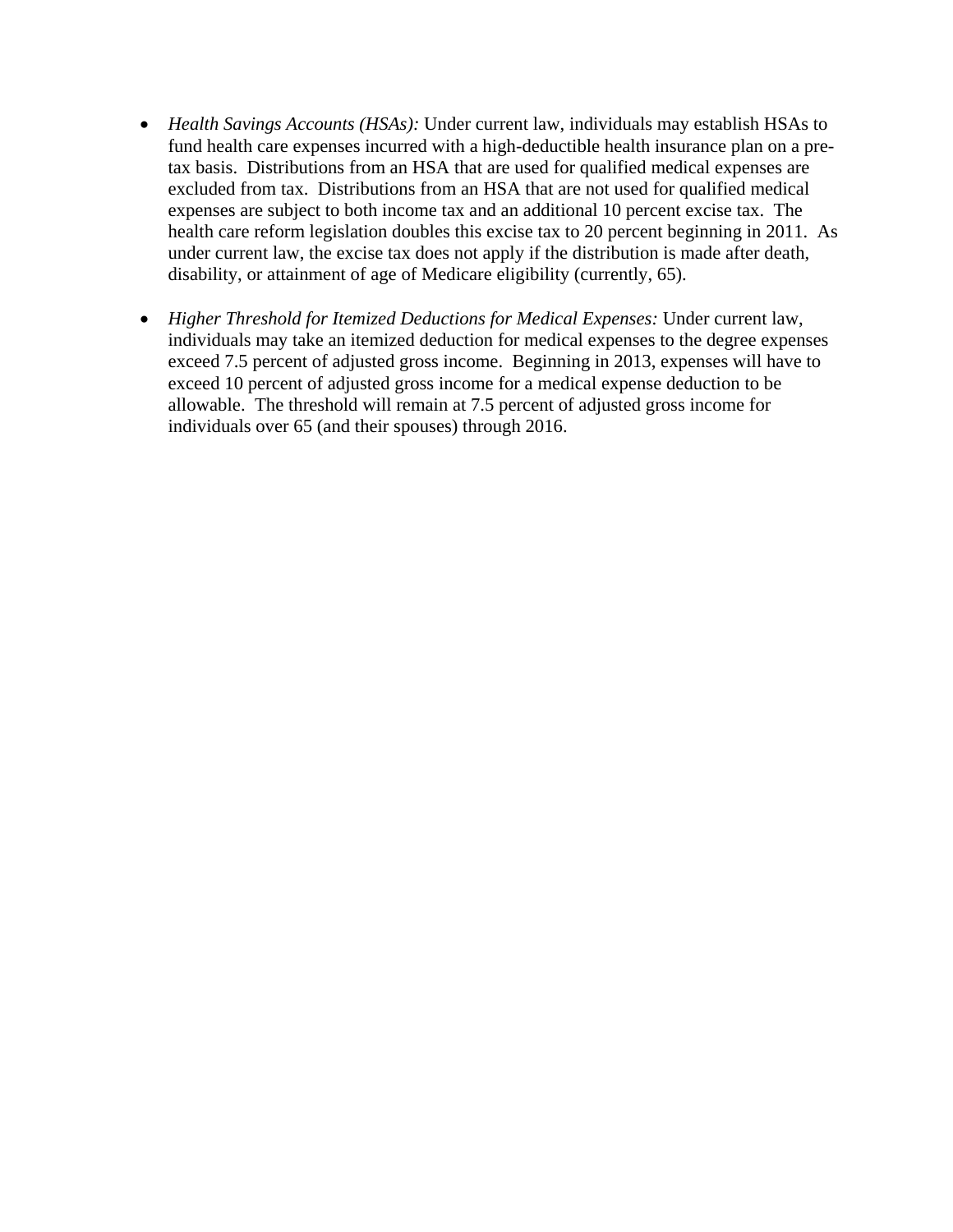- *Health Savings Accounts (HSAs):* Under current law, individuals may establish HSAs to fund health care expenses incurred with a high-deductible health insurance plan on a pre-tax basis. Distributions from an HSA that are used for qualified medical expenses are excluded from tax. Distributions from an HSA that are not used for qualified medical expenses are subject to both income tax and an additional 10 percent excise tax. The health care reform legislation doubles this excise tax to 20 percent beginning in 2011. As under current law, the excise tax does not apply if the distribution is made after death, disability, or attainment of age of Medicare eligibility (currently, 65).

- *Higher Threshold for Itemized Deductions for Medical Expenses:* Under current law, individuals may take an itemized deduction for medical expenses to the degree expenses exceed 7.5 percent of adjusted gross income. Beginning in 2013, expenses will have to exceed 10 percent of adjusted gross income for a medical expense deduction to be allowable. The threshold will remain at 7.5 percent of adjusted gross income for individuals over 65 (and their spouses) through 2016.